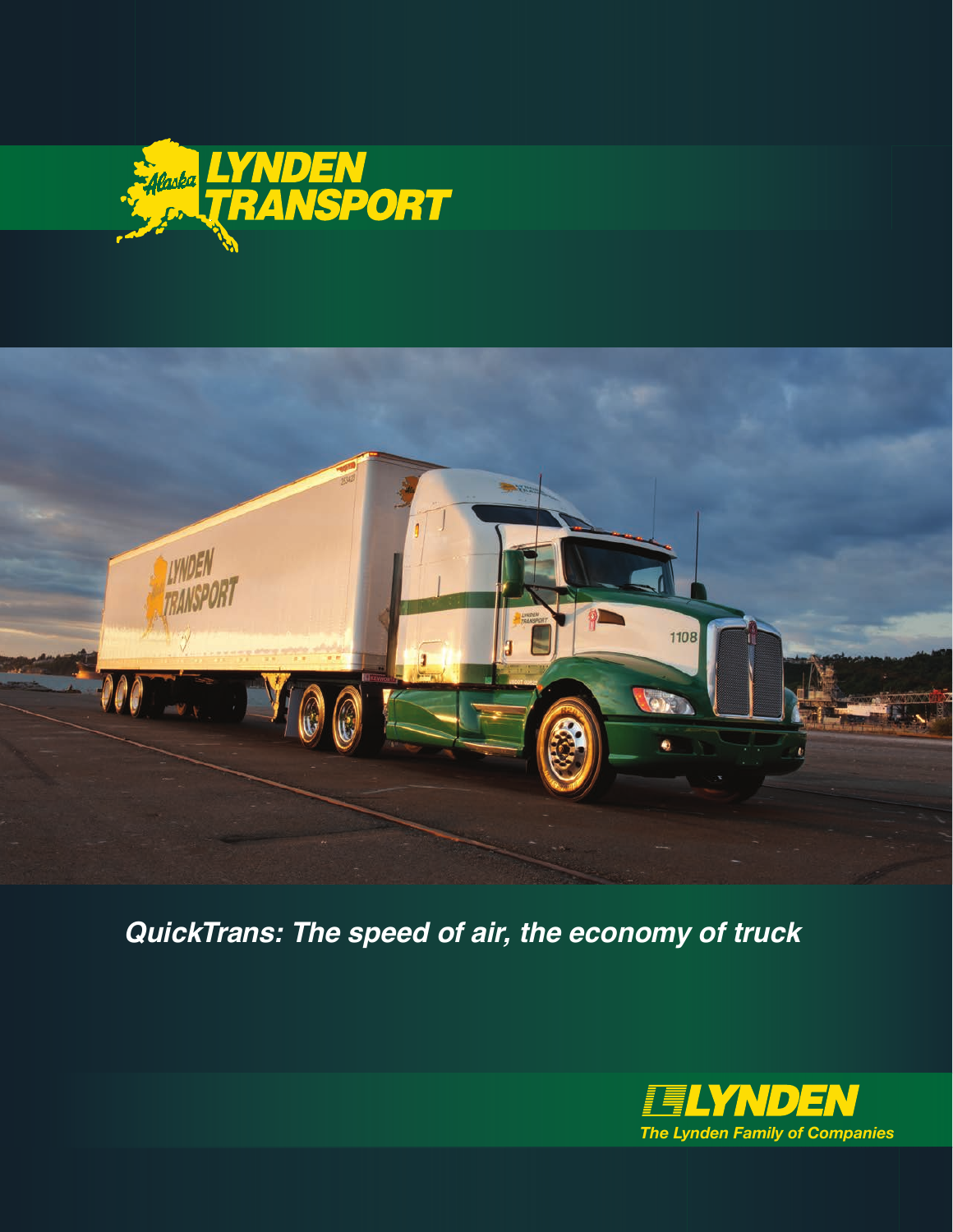# LYNDEN TRANSPORT

*QuickTrans: The speed of air, the economy of truck*

**LYNDEN**

*The Lynden Family of Companies*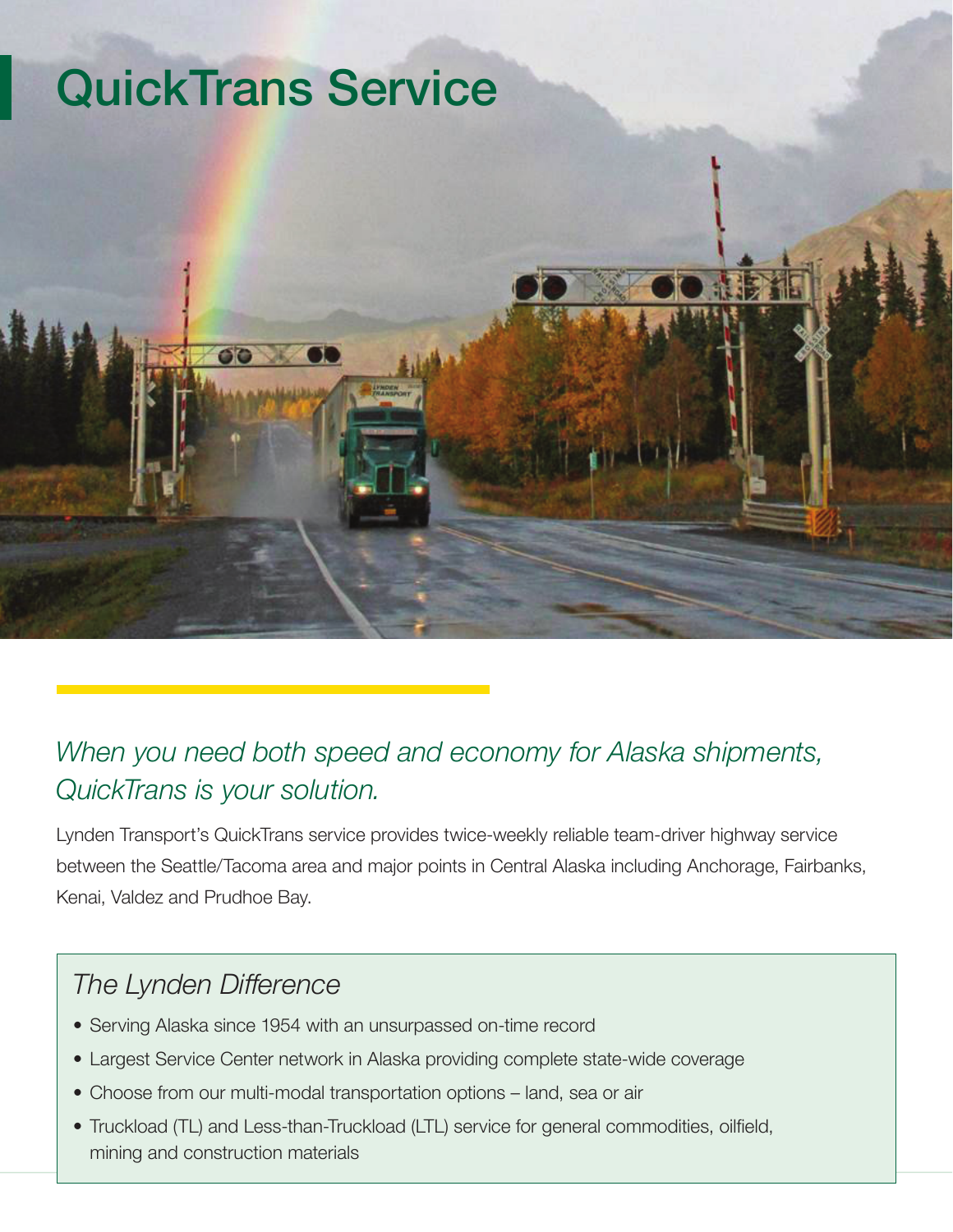# QuickTrans Service

*When you need both speed and economy for Alaska shipments, QuickTrans is your solution.*

Lynden Transport's QuickTrans service provides twice-weekly reliable team-driver highway service between the Seattle/Tacoma area and major points in Central Alaska including Anchorage, Fairbanks, Kenai, Valdez and Prudhoe Bay.

## *The Lynden Difference*

- Serving Alaska since 1954 with an unsurpassed on-time record
- Largest Service Center network in Alaska providing complete state-wide coverage
- Choose from our multi-modal transportation options – land, sea or air
- Truckload (TL) and Less-than-Truckload (LTL) service for general commodities, oilfield, mining and construction materials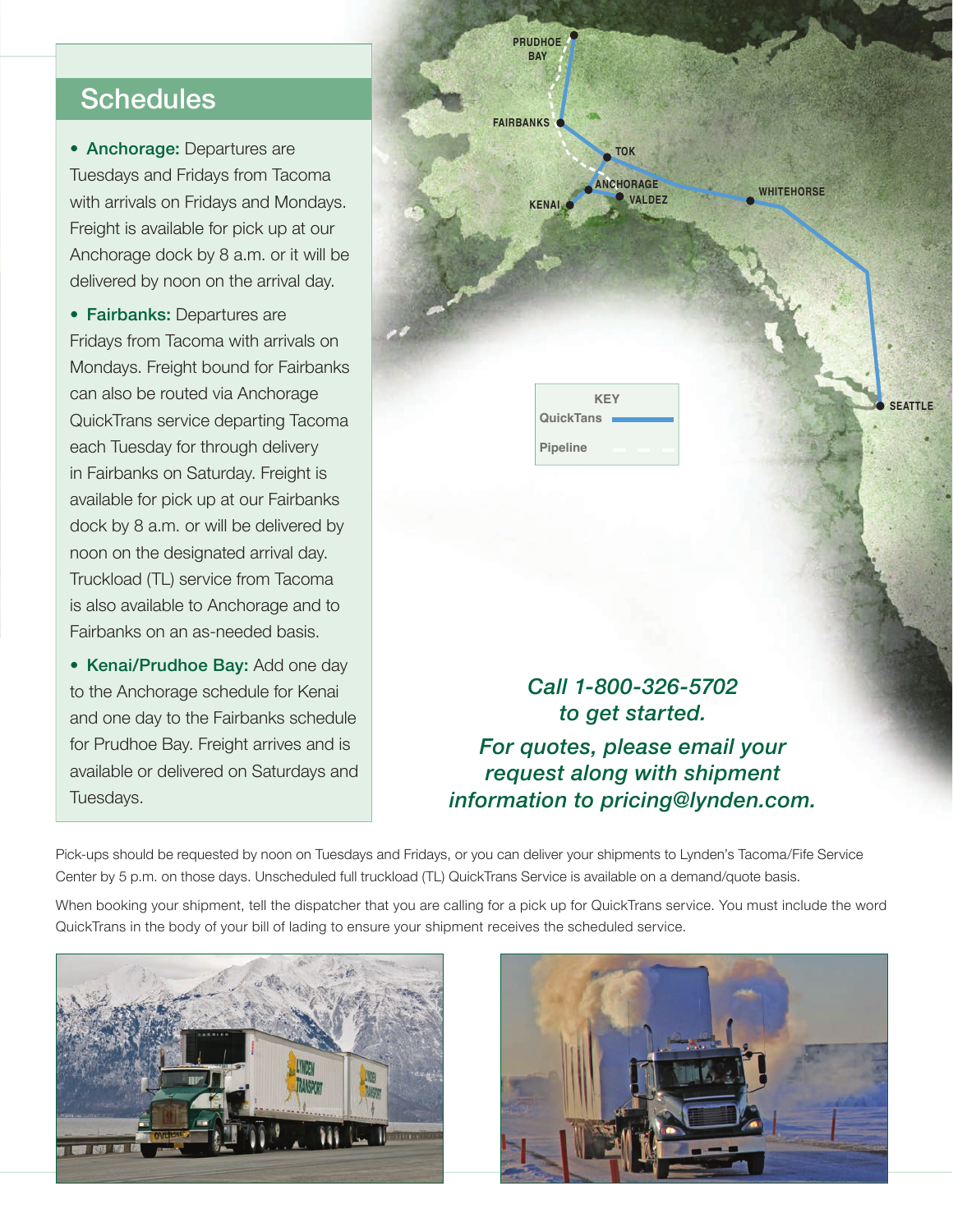## Schedules

- **Anchorage:** Departures are Tuesdays and Fridays from Tacoma with arrivals on Fridays and Mondays. Freight is available for pick up at our Anchorage dock by 8 a.m. or it will be delivered by noon on the arrival day.
- **Fairbanks:** Departures are Fridays from Tacoma with arrivals on Mondays. Freight bound for Fairbanks can also be routed via Anchorage QuickTrans service departing Tacoma each Tuesday for through delivery in Fairbanks on Saturday. Freight is available for pick up at our Fairbanks dock by 8 a.m. or will be delivered by noon on the designated arrival day. Truckload (TL) service from Tacoma is also available to Anchorage and to Fairbanks on an as-needed basis.
- **Kenai/Prudhoe Bay:** Add one day to the Anchorage schedule for Kenai and one day to the Fairbanks schedule for Prudhoe Bay. Freight arrives and is available or delivered on Saturdays and Tuesdays.

PRUDHOE BAY
FAIRBANKS
TOK
ANCHORAGE
VALDEZ
KENAI
WHITEHORSE
SEATTLE

KEY
QuickTans
Pipeline

*Call 1-800-326-5702 to get started.*

*For quotes, please email your request along with shipment information to pricing@lynden.com.*

Pick-ups should be requested by noon on Tuesdays and Fridays, or you can deliver your shipments to Lynden's Tacoma/Fife Service Center by 5 p.m. on those days. Unscheduled full truckload (TL) QuickTrans Service is available on a demand/quote basis.

When booking your shipment, tell the dispatcher that you are calling for a pick up for QuickTrans service. You must include the word QuickTrans in the body of your bill of lading to ensure your shipment receives the scheduled service.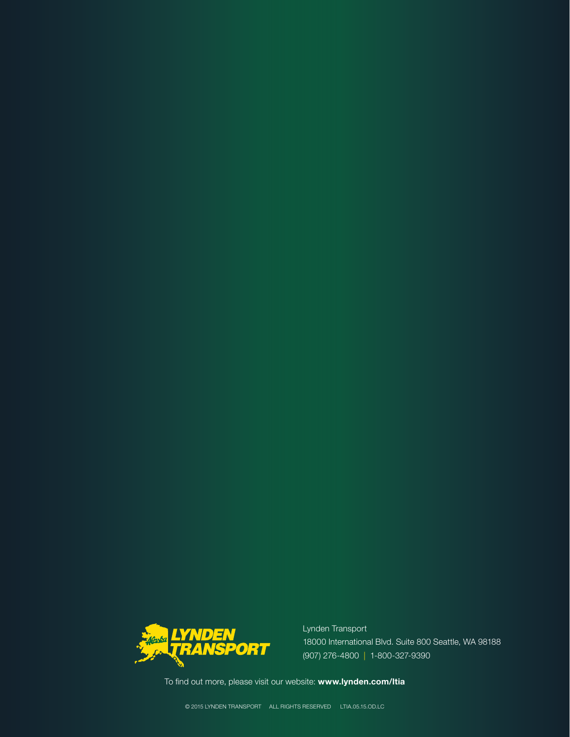LYNDEN TRANSPORT

Lynden Transport
18000 International Blvd. Suite 800 Seattle, WA 98188
(907) 276-4800 | 1-800-327-9390

To find out more, please visit our website: **www.lynden.com/ltia**

© 2015 LYNDEN TRANSPORT ALL RIGHTS RESERVED LTIA.05.15.OD.LC